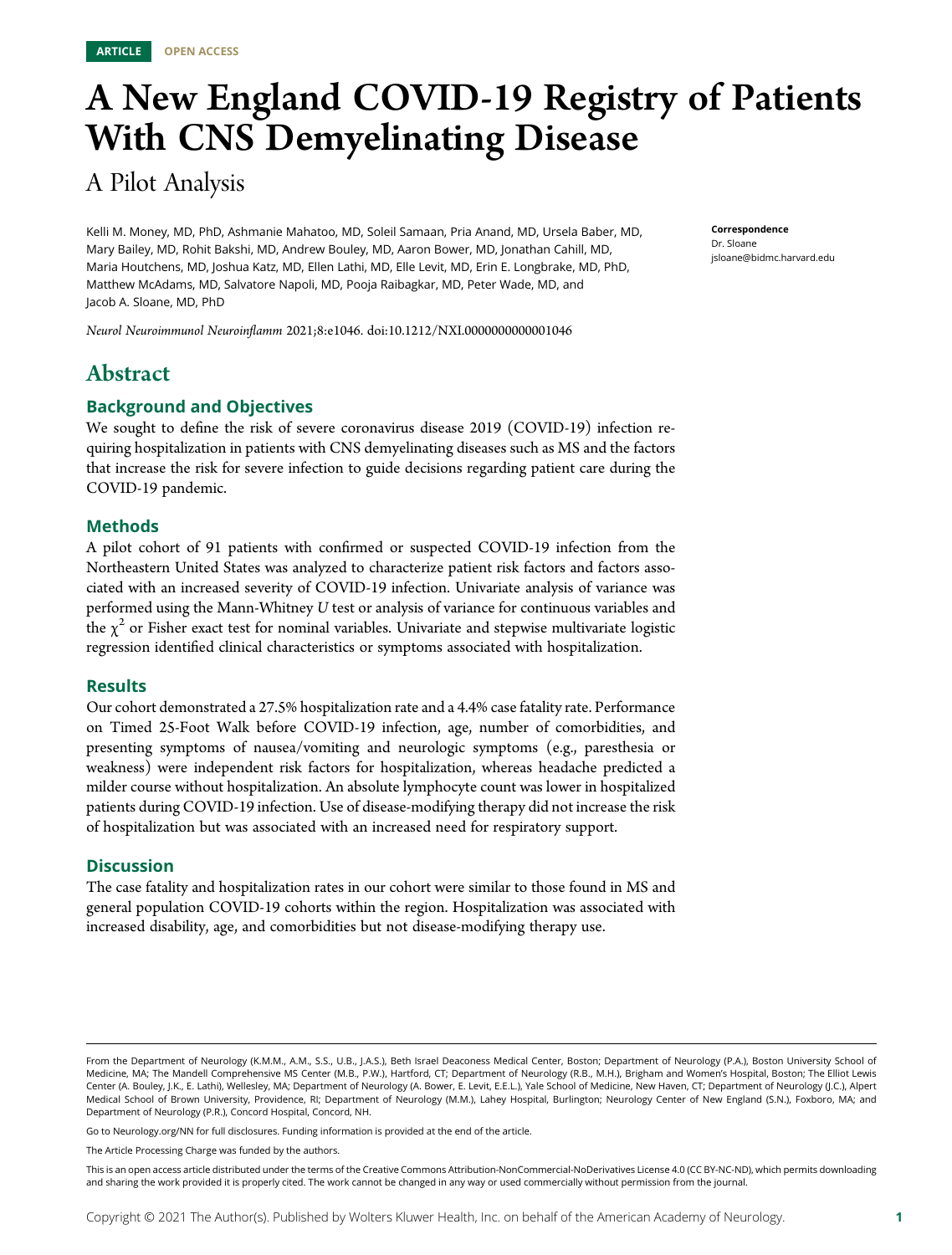ARTICLE OPEN ACCESS

# A New England COVID-19 Registry of Patients With CNS Demyelinating Disease

## A Pilot Analysis

Kelli M. Money, MD, PhD, Ashmanie Mahatoo, MD, Soleil Samaan, Pria Anand, MD, Ursela Baber, MD, Mary Bailey, MD, Rohit Bakshi, MD, Andrew Bouley, MD, Aaron Bower, MD, Jonathan Cahill, MD, Maria Houtchens, MD, Joshua Katz, MD, Ellen Lathi, MD, Elle Levit, MD, Erin E. Longbrake, MD, PhD, Matthew McAdams, MD, Salvatore Napoli, MD, Pooja Raibagkar, MD, Peter Wade, MD, and Jacob A. Sloane, MD, PhD

*Neurol Neuroimmunol Neuroinflamm* 2021;8:e1046. doi:10.1212/NXI.0000000000001046

**Correspondence**
Dr. Sloane
jsloane@bidmc.harvard.edu

## Abstract

### Background and Objectives

We sought to define the risk of severe coronavirus disease 2019 (COVID-19) infection requiring hospitalization in patients with CNS demyelinating diseases such as MS and the factors that increase the risk for severe infection to guide decisions regarding patient care during the COVID-19 pandemic.

### Methods

A pilot cohort of 91 patients with confirmed or suspected COVID-19 infection from the Northeastern United States was analyzed to characterize patient risk factors and factors associated with an increased severity of COVID-19 infection. Univariate analysis of variance was performed using the Mann-Whitney *U* test or analysis of variance for continuous variables and the $\chi^2$ or Fisher exact test for nominal variables. Univariate and stepwise multivariate logistic regression identified clinical characteristics or symptoms associated with hospitalization.

### Results

Our cohort demonstrated a 27.5% hospitalization rate and a 4.4% case fatality rate. Performance on Timed 25-Foot Walk before COVID-19 infection, age, number of comorbidities, and presenting symptoms of nausea/vomiting and neurologic symptoms (e.g., paresthesia or weakness) were independent risk factors for hospitalization, whereas headache predicted a milder course without hospitalization. An absolute lymphocyte count was lower in hospitalized patients during COVID-19 infection. Use of disease-modifying therapy did not increase the risk of hospitalization but was associated with an increased need for respiratory support.

### Discussion

The case fatality and hospitalization rates in our cohort were similar to those found in MS and general population COVID-19 cohorts within the region. Hospitalization was associated with increased disability, age, and comorbidities but not disease-modifying therapy use.

From the Department of Neurology (K.M.M., A.M., S.S., U.B., J.A.S.), Beth Israel Deaconess Medical Center, Boston; Department of Neurology (P.A.), Boston University School of Medicine, MA; The Mandell Comprehensive MS Center (M.B., P.W.), Hartford, CT; Department of Neurology (R.B., M.H.), Brigham and Women's Hospital, Boston; The Elliot Lewis Center (A. Bouley, J.K., E. Lathi), Wellesley, MA; Department of Neurology (A. Bower, E. Levit, E.E.L.), Yale School of Medicine, New Haven, CT; Department of Neurology (J.C.), Alpert Medical School of Brown University, Providence, RI; Department of Neurology (M.M.), Lahey Hospital, Burlington; Neurology Center of New England (S.N.), Foxboro, MA; and Department of Neurology (P.R.), Concord Hospital, Concord, NH.

Go to Neurology.org/NN for full disclosures. Funding information is provided at the end of the article.

The Article Processing Charge was funded by the authors.

This is an open access article distributed under the terms of the Creative Commons Attribution-NonCommercial-NoDerivatives License 4.0 (CC BY-NC-ND), which permits downloading and sharing the work provided it is properly cited. The work cannot be changed in any way or used commercially without permission from the journal.

Copyright © 2021 The Author(s). Published by Wolters Kluwer Health, Inc. on behalf of the American Academy of Neurology.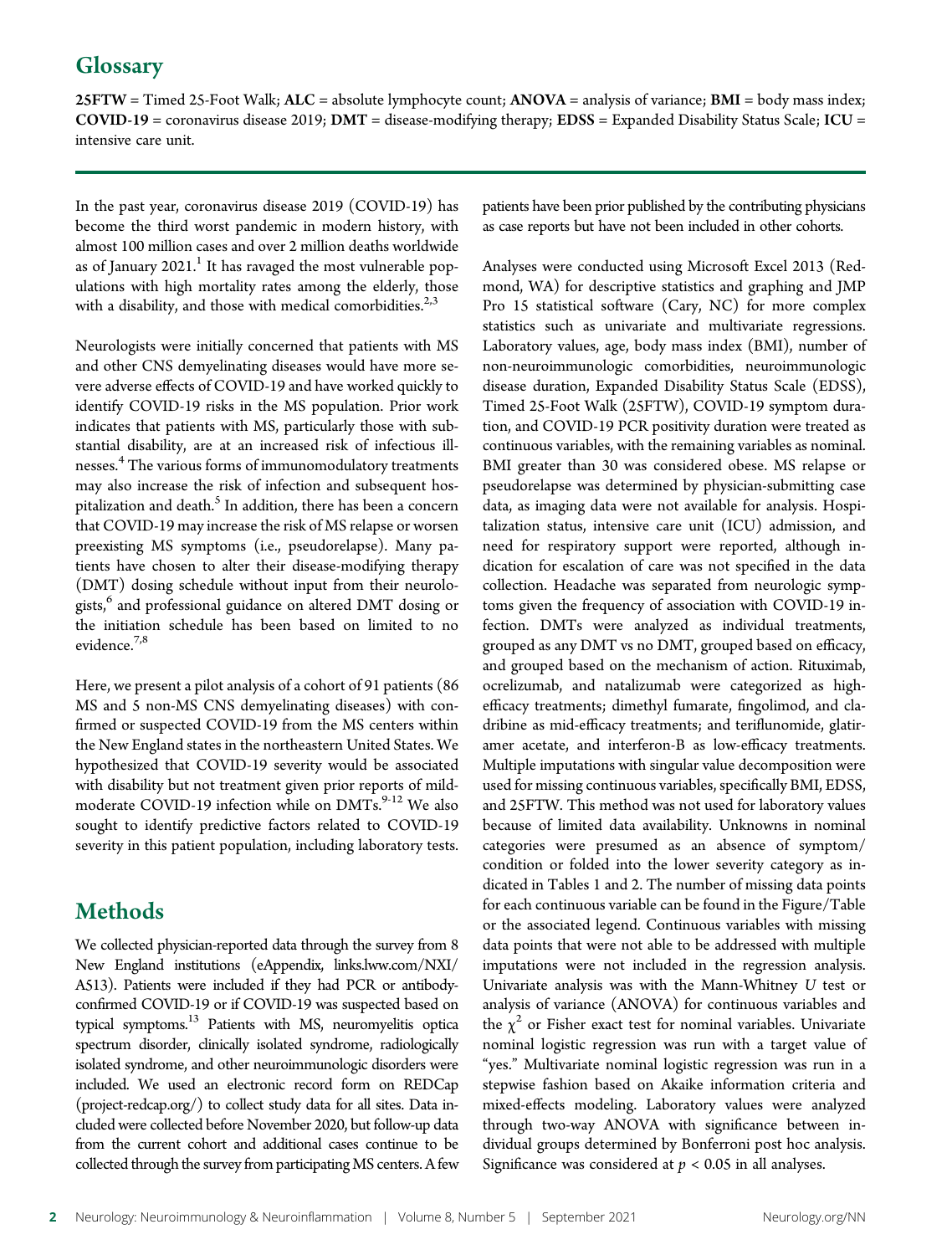## Glossary

**25FTW** = Timed 25-Foot Walk; **ALC** = absolute lymphocyte count; **ANOVA** = analysis of variance; **BMI** = body mass index; **COVID-19** = coronavirus disease 2019; **DMT** = disease-modifying therapy; **EDSS** = Expanded Disability Status Scale; **ICU** = intensive care unit.

In the past year, coronavirus disease 2019 (COVID-19) has become the third worst pandemic in modern history, with almost 100 million cases and over 2 million deaths worldwide as of January 2021.[1] It has ravaged the most vulnerable populations with high mortality rates among the elderly, those with a disability, and those with medical comorbidities.[2,3]

Neurologists were initially concerned that patients with MS and other CNS demyelinating diseases would have more severe adverse effects of COVID-19 and have worked quickly to identify COVID-19 risks in the MS population. Prior work indicates that patients with MS, particularly those with substantial disability, are at an increased risk of infectious illnesses.[4] The various forms of immunomodulatory treatments may also increase the risk of infection and subsequent hospitalization and death.[5] In addition, there has been a concern that COVID-19 may increase the risk of MS relapse or worsen preexisting MS symptoms (i.e., pseudorelapse). Many patients have chosen to alter their disease-modifying therapy (DMT) dosing schedule without input from their neurologists,[6] and professional guidance on altered DMT dosing or the initiation schedule has been based on limited to no evidence.[7,8]

Here, we present a pilot analysis of a cohort of 91 patients (86 MS and 5 non-MS CNS demyelinating diseases) with confirmed or suspected COVID-19 from the MS centers within the New England states in the northeastern United States. We hypothesized that COVID-19 severity would be associated with disability but not treatment given prior reports of mild-moderate COVID-19 infection while on DMTs.[9-12] We also sought to identify predictive factors related to COVID-19 severity in this patient population, including laboratory tests.

## Methods

We collected physician-reported data through the survey from 8 New England institutions (eAppendix, links.lww.com/NXI/A513). Patients were included if they had PCR or antibody-confirmed COVID-19 or if COVID-19 was suspected based on typical symptoms.[13] Patients with MS, neuromyelitis optica spectrum disorder, clinically isolated syndrome, radiologically isolated syndrome, and other neuroimmunologic disorders were included. We used an electronic record form on REDCap (project-redcap.org/) to collect study data for all sites. Data included were collected before November 2020, but follow-up data from the current cohort and additional cases continue to be collected through the survey from participating MS centers. A few patients have been prior published by the contributing physicians as case reports but have not been included in other cohorts.

Analyses were conducted using Microsoft Excel 2013 (Redmond, WA) for descriptive statistics and graphing and JMP Pro 15 statistical software (Cary, NC) for more complex statistics such as univariate and multivariate regressions. Laboratory values, age, body mass index (BMI), number of non-neuroimmunologic comorbidities, neuroimmunologic disease duration, Expanded Disability Status Scale (EDSS), Timed 25-Foot Walk (25FTW), COVID-19 symptom duration, and COVID-19 PCR positivity duration were treated as continuous variables, with the remaining variables as nominal. BMI greater than 30 was considered obese. MS relapse or pseudorelapse was determined by physician-submitting case data, as imaging data were not available for analysis. Hospitalization status, intensive care unit (ICU) admission, and need for respiratory support were reported, although indication for escalation of care was not specified in the data collection. Headache was separated from neurologic symptoms given the frequency of association with COVID-19 infection. DMTs were analyzed as individual treatments, grouped as any DMT vs no DMT, grouped based on efficacy, and grouped based on the mechanism of action. Rituximab, ocrelizumab, and natalizumab were categorized as high-efficacy treatments; dimethyl fumarate, fingolimod, and cladribine as mid-efficacy treatments; and teriflunomide, glatiramer acetate, and interferon-B as low-efficacy treatments. Multiple imputations with singular value decomposition were used for missing continuous variables, specifically BMI, EDSS, and 25FTW. This method was not used for laboratory values because of limited data availability. Unknowns in nominal categories were presumed as an absence of symptom/condition or folded into the lower severity category as indicated in Tables 1 and 2. The number of missing data points for each continuous variable can be found in the Figure/Table or the associated legend. Continuous variables with missing data points that were not able to be addressed with multiple imputations were not included in the regression analysis. Univariate analysis was with the Mann-Whitney *U* test or analysis of variance (ANOVA) for continuous variables and the $\chi^2$ or Fisher exact test for nominal variables. Univariate nominal logistic regression was run with a target value of "yes." Multivariate nominal logistic regression was run in a stepwise fashion based on Akaike information criteria and mixed-effects modeling. Laboratory values were analyzed through two-way ANOVA with significance between individual groups determined by Bonferroni post hoc analysis. Significance was considered at $p < 0.05$ in all analyses.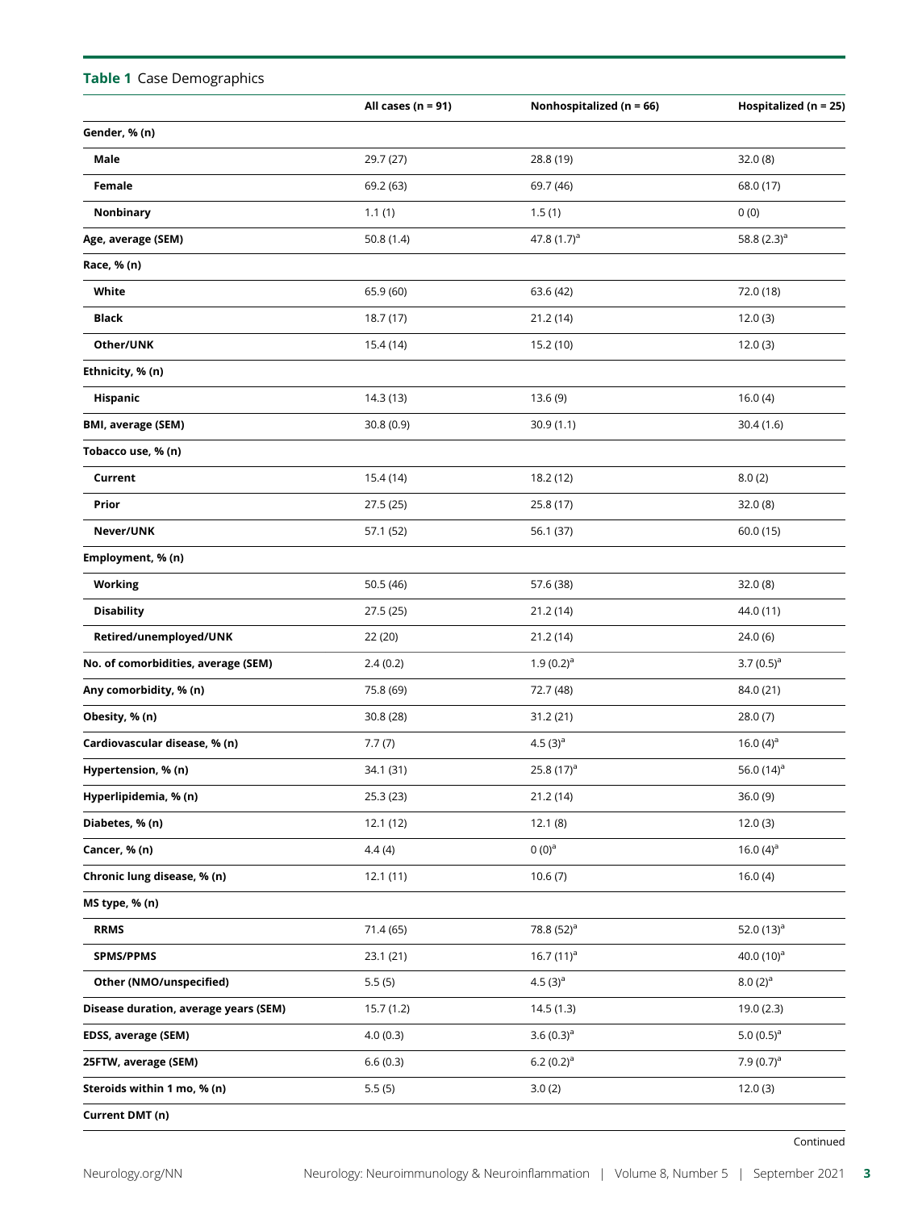**Table 1** Case Demographics

| | All cases (n = 91) | Nonhospitalized (n = 66) | Hospitalized (n = 25) |
|---|---|---|---|
| **Gender, % (n)** | | | |
| **Male** | 29.7 (27) | 28.8 (19) | 32.0 (8) |
| **Female** | 69.2 (63) | 69.7 (46) | 68.0 (17) |
| **Nonbinary** | 1.1 (1) | 1.5 (1) | 0 (0) |
| **Age, average (SEM)** | 50.8 (1.4) | 47.8 (1.7)[a] | 58.8 (2.3)[a] |
| **Race, % (n)** | | | |
| **White** | 65.9 (60) | 63.6 (42) | 72.0 (18) |
| **Black** | 18.7 (17) | 21.2 (14) | 12.0 (3) |
| **Other/UNK** | 15.4 (14) | 15.2 (10) | 12.0 (3) |
| **Ethnicity, % (n)** | | | |
| **Hispanic** | 14.3 (13) | 13.6 (9) | 16.0 (4) |
| **BMI, average (SEM)** | 30.8 (0.9) | 30.9 (1.1) | 30.4 (1.6) |
| **Tobacco use, % (n)** | | | |
| **Current** | 15.4 (14) | 18.2 (12) | 8.0 (2) |
| **Prior** | 27.5 (25) | 25.8 (17) | 32.0 (8) |
| **Never/UNK** | 57.1 (52) | 56.1 (37) | 60.0 (15) |
| **Employment, % (n)** | | | |
| **Working** | 50.5 (46) | 57.6 (38) | 32.0 (8) |
| **Disability** | 27.5 (25) | 21.2 (14) | 44.0 (11) |
| **Retired/unemployed/UNK** | 22 (20) | 21.2 (14) | 24.0 (6) |
| **No. of comorbidities, average (SEM)** | 2.4 (0.2) | 1.9 (0.2)[a] | 3.7 (0.5)[a] |
| **Any comorbidity, % (n)** | 75.8 (69) | 72.7 (48) | 84.0 (21) |
| **Obesity, % (n)** | 30.8 (28) | 31.2 (21) | 28.0 (7) |
| **Cardiovascular disease, % (n)** | 7.7 (7) | 4.5 (3)[a] | 16.0 (4)[a] |
| **Hypertension, % (n)** | 34.1 (31) | 25.8 (17)[a] | 56.0 (14)[a] |
| **Hyperlipidemia, % (n)** | 25.3 (23) | 21.2 (14) | 36.0 (9) |
| **Diabetes, % (n)** | 12.1 (12) | 12.1 (8) | 12.0 (3) |
| **Cancer, % (n)** | 4.4 (4) | 0 (0)[a] | 16.0 (4)[a] |
| **Chronic lung disease, % (n)** | 12.1 (11) | 10.6 (7) | 16.0 (4) |
| **MS type, % (n)** | | | |
| **RRMS** | 71.4 (65) | 78.8 (52)[a] | 52.0 (13)[a] |
| **SPMS/PPMS** | 23.1 (21) | 16.7 (11)[a] | 40.0 (10)[a] |
| **Other (NMO/unspecified)** | 5.5 (5) | 4.5 (3)[a] | 8.0 (2)[a] |
| **Disease duration, average years (SEM)** | 15.7 (1.2) | 14.5 (1.3) | 19.0 (2.3) |
| **EDSS, average (SEM)** | 4.0 (0.3) | 3.6 (0.3)[a] | 5.0 (0.5)[a] |
| **25FTW, average (SEM)** | 6.6 (0.3) | 6.2 (0.2)[a] | 7.9 (0.7)[a] |
| **Steroids within 1 mo, % (n)** | 5.5 (5) | 3.0 (2) | 12.0 (3) |
| **Current DMT (n)** | | | |

Continued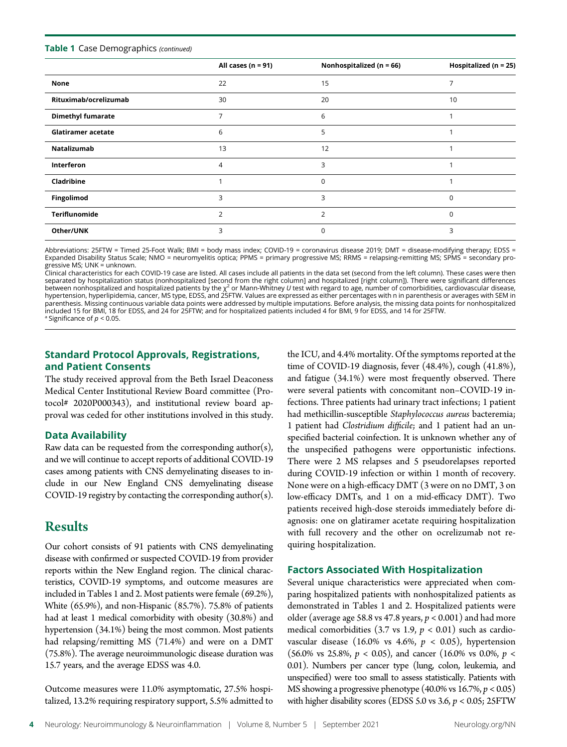**Table 1** Case Demographics *(continued)*

| | All cases (n = 91) | Nonhospitalized (n = 66) | Hospitalized (n = 25) |
|---|---|---|---|
| **None** | 22 | 15 | 7 |
| **Rituximab/ocrelizumab** | 30 | 20 | 10 |
| **Dimethyl fumarate** | 7 | 6 | 1 |
| **Glatiramer acetate** | 6 | 5 | 1 |
| **Natalizumab** | 13 | 12 | 1 |
| **Interferon** | 4 | 3 | 1 |
| **Cladribine** | 1 | 0 | 1 |
| **Fingolimod** | 3 | 3 | 0 |
| **Teriflunomide** | 2 | 2 | 0 |
| **Other/UNK** | 3 | 0 | 3 |

Abbreviations: 25FTW = Timed 25-Foot Walk; BMI = body mass index; COVID-19 = coronavirus disease 2019; DMT = disease-modifying therapy; EDSS = Expanded Disability Status Scale; NMO = neuromyelitis optica; PPMS = primary progressive MS; RRMS = relapsing-remitting MS; SPMS = secondary progressive MS; UNK = unknown.
Clinical characteristics for each COVID-19 case are listed. All cases include all patients in the data set (second from the left column). These cases were then separated by hospitalization status (nonhospitalized [second from the right column] and hospitalized [right column]). There were significant differences between nonhospitalized and hospitalized patients by the $\chi^2$ or Mann-Whitney *U* test with regard to age, number of comorbidities, cardiovascular disease, hypertension, hyperlipidemia, cancer, MS type, EDSS, and 25FTW. Values are expressed as either percentages with n in parenthesis or averages with SEM in parenthesis. Missing continuous variable data points were addressed by multiple imputations. Before analysis, the missing data points for nonhospitalized included 15 for BMI, 18 for EDSS, and 24 for 25FTW; and for hospitalized patients included 4 for BMI, 9 for EDSS, and 14 for 25FTW.
[a] Significance of $p < 0.05$.

## Standard Protocol Approvals, Registrations, and Patient Consents

The study received approval from the Beth Israel Deaconess Medical Center Institutional Review Board committee (Protocol# 2020P000343), and institutional review board approval was ceded for other institutions involved in this study.

## Data Availability

Raw data can be requested from the corresponding author(s), and we will continue to accept reports of additional COVID-19 cases among patients with CNS demyelinating diseases to include in our New England CNS demyelinating disease COVID-19 registry by contacting the corresponding author(s).

# Results

Our cohort consists of 91 patients with CNS demyelinating disease with confirmed or suspected COVID-19 from provider reports within the New England region. The clinical characteristics, COVID-19 symptoms, and outcome measures are included in Tables 1 and 2. Most patients were female (69.2%), White (65.9%), and non-Hispanic (85.7%). 75.8% of patients had at least 1 medical comorbidity with obesity (30.8%) and hypertension (34.1%) being the most common. Most patients had relapsing/remitting MS (71.4%) and were on a DMT (75.8%). The average neuroimmunologic disease duration was 15.7 years, and the average EDSS was 4.0.

Outcome measures were 11.0% asymptomatic, 27.5% hospitalized, 13.2% requiring respiratory support, 5.5% admitted to the ICU, and 4.4% mortality. Of the symptoms reported at the time of COVID-19 diagnosis, fever (48.4%), cough (41.8%), and fatigue (34.1%) were most frequently observed. There were several patients with concomitant non–COVID-19 infections. Three patients had urinary tract infections; 1 patient had methicillin-susceptible *Staphylococcus aureus* bacteremia; 1 patient had *Clostridium difficile*; and 1 patient had an unspecified bacterial coinfection. It is unknown whether any of the unspecified pathogens were opportunistic infections. There were 2 MS relapses and 5 pseudorelapses reported during COVID-19 infection or within 1 month of recovery. None were on a high-efficacy DMT (3 were on no DMT, 3 on low-efficacy DMTs, and 1 on a mid-efficacy DMT). Two patients received high-dose steroids immediately before diagnosis: one on glatiramer acetate requiring hospitalization with full recovery and the other on ocrelizumab not requiring hospitalization.

## Factors Associated With Hospitalization

Several unique characteristics were appreciated when comparing hospitalized patients with nonhospitalized patients as demonstrated in Tables 1 and 2. Hospitalized patients were older (average age 58.8 vs 47.8 years, $p < 0.001$) and had more medical comorbidities (3.7 vs 1.9, $p < 0.01$) such as cardiovascular disease (16.0% vs 4.6%, $p < 0.05$), hypertension (56.0% vs 25.8%, $p < 0.05$), and cancer (16.0% vs 0.0%, $p < 0.01$). Numbers per cancer type (lung, colon, leukemia, and unspecified) were too small to assess statistically. Patients with MS showing a progressive phenotype (40.0% vs 16.7%, $p < 0.05$) with higher disability scores (EDSS 5.0 vs 3.6, $p < 0.05$; 25FTW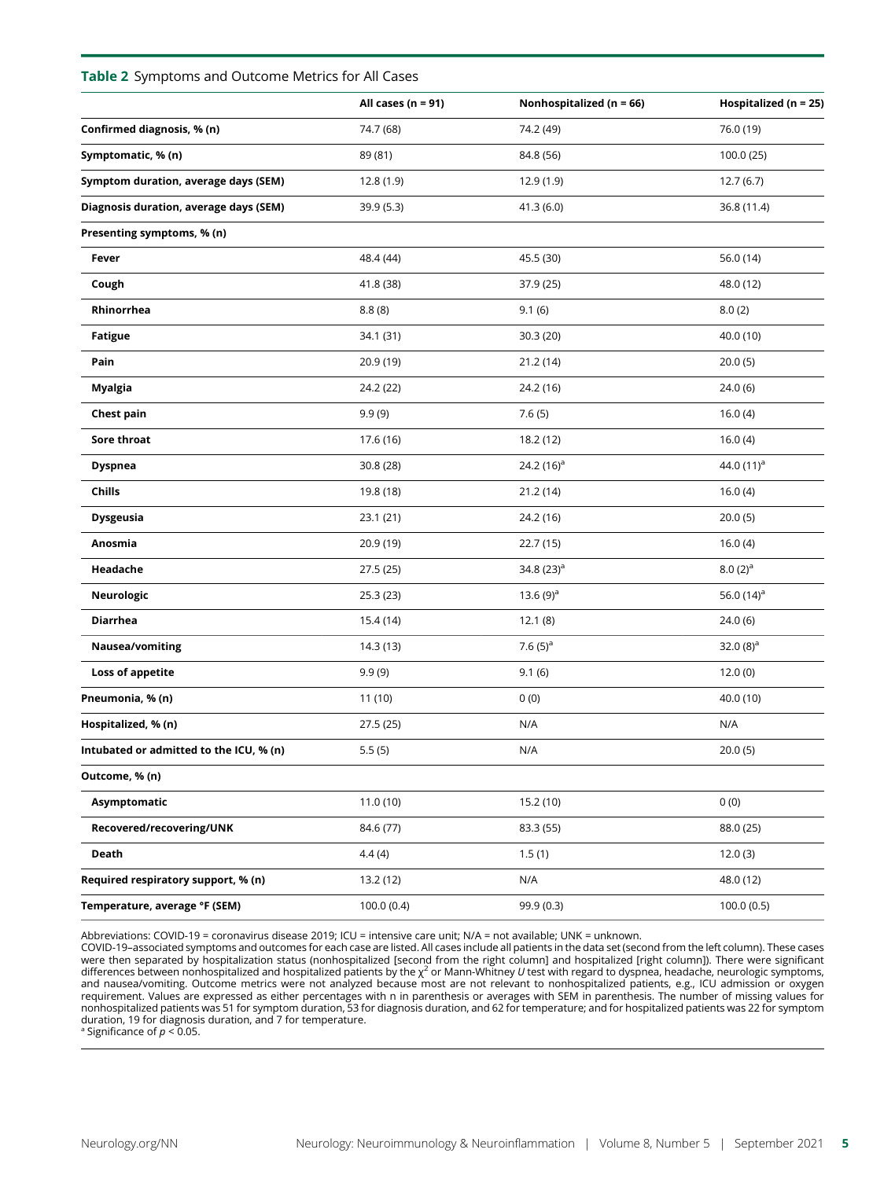**Table 2** Symptoms and Outcome Metrics for All Cases

| | All cases (n = 91) | Nonhospitalized (n = 66) | Hospitalized (n = 25) |
|---|---|---|---|
| **Confirmed diagnosis, % (n)** | 74.7 (68) | 74.2 (49) | 76.0 (19) |
| **Symptomatic, % (n)** | 89 (81) | 84.8 (56) | 100.0 (25) |
| **Symptom duration, average days (SEM)** | 12.8 (1.9) | 12.9 (1.9) | 12.7 (6.7) |
| **Diagnosis duration, average days (SEM)** | 39.9 (5.3) | 41.3 (6.0) | 36.8 (11.4) |
| **Presenting symptoms, % (n)** | | | |
| **Fever** | 48.4 (44) | 45.5 (30) | 56.0 (14) |
| **Cough** | 41.8 (38) | 37.9 (25) | 48.0 (12) |
| **Rhinorrhea** | 8.8 (8) | 9.1 (6) | 8.0 (2) |
| **Fatigue** | 34.1 (31) | 30.3 (20) | 40.0 (10) |
| **Pain** | 20.9 (19) | 21.2 (14) | 20.0 (5) |
| **Myalgia** | 24.2 (22) | 24.2 (16) | 24.0 (6) |
| **Chest pain** | 9.9 (9) | 7.6 (5) | 16.0 (4) |
| **Sore throat** | 17.6 (16) | 18.2 (12) | 16.0 (4) |
| **Dyspnea** | 30.8 (28) | 24.2 (16)[a] | 44.0 (11)[a] |
| **Chills** | 19.8 (18) | 21.2 (14) | 16.0 (4) |
| **Dysgeusia** | 23.1 (21) | 24.2 (16) | 20.0 (5) |
| **Anosmia** | 20.9 (19) | 22.7 (15) | 16.0 (4) |
| **Headache** | 27.5 (25) | 34.8 (23)[a] | 8.0 (2)[a] |
| **Neurologic** | 25.3 (23) | 13.6 (9)[a] | 56.0 (14)[a] |
| **Diarrhea** | 15.4 (14) | 12.1 (8) | 24.0 (6) |
| **Nausea/vomiting** | 14.3 (13) | 7.6 (5)[a] | 32.0 (8)[a] |
| **Loss of appetite** | 9.9 (9) | 9.1 (6) | 12.0 (0) |
| **Pneumonia, % (n)** | 11 (10) | 0 (0) | 40.0 (10) |
| **Hospitalized, % (n)** | 27.5 (25) | N/A | N/A |
| **Intubated or admitted to the ICU, % (n)** | 5.5 (5) | N/A | 20.0 (5) |
| **Outcome, % (n)** | | | |
| **Asymptomatic** | 11.0 (10) | 15.2 (10) | 0 (0) |
| **Recovered/recovering/UNK** | 84.6 (77) | 83.3 (55) | 88.0 (25) |
| **Death** | 4.4 (4) | 1.5 (1) | 12.0 (3) |
| **Required respiratory support, % (n)** | 13.2 (12) | N/A | 48.0 (12) |
| **Temperature, average °F (SEM)** | 100.0 (0.4) | 99.9 (0.3) | 100.0 (0.5) |

Abbreviations: COVID-19 = coronavirus disease 2019; ICU = intensive care unit; N/A = not available; UNK = unknown.
COVID-19–associated symptoms and outcomes for each case are listed. All cases include all patients in the data set (second from the left column). These cases were then separated by hospitalization status (nonhospitalized [second from the right column] and hospitalized [right column]). There were significant differences between nonhospitalized and hospitalized patients by the $\chi^2$ or Mann-Whitney *U* test with regard to dyspnea, headache, neurologic symptoms, and nausea/vomiting. Outcome metrics were not analyzed because most are not relevant to nonhospitalized patients, e.g., ICU admission or oxygen requirement. Values are expressed as either percentages with n in parenthesis or averages with SEM in parenthesis. The number of missing values for nonhospitalized patients was 51 for symptom duration, 53 for diagnosis duration, and 62 for temperature; and for hospitalized patients was 22 for symptom duration, 19 for diagnosis duration, and 7 for temperature.
[a] Significance of $p < 0.05$.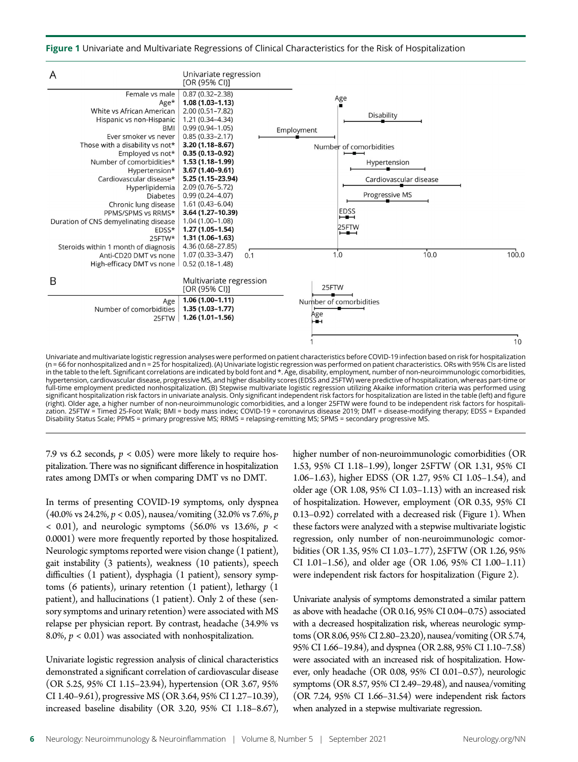**Figure 1** Univariate and Multivariate Regressions of Clinical Characteristics for the Risk of Hospitalization

A

| | Univariate regression [OR (95% CI)] |
|---|---|
| Female vs male | 0.87 (0.32–2.38) |
| Age* | **1.08 (1.03–1.13)** |
| White vs African American | 2.00 (0.51–7.82) |
| Hispanic vs non-Hispanic | 1.21 (0.34–4.34) |
| BMI | 0.99 (0.94–1.05) |
| Ever smoker vs never | 0.85 (0.33–2.17) |
| Those with a disability vs not* | **3.20 (1.18–8.67)** |
| Employed vs not* | **0.35 (0.13–0.92)** |
| Number of comorbidities* | **1.53 (1.18–1.99)** |
| Hypertension* | **3.67 (1.40–9.61)** |
| Cardiovascular disease* | **5.25 (1.15–23.94)** |
| Hyperlipidemia | 2.09 (0.76–5.72) |
| Diabetes | 0.99 (0.24–4.07) |
| Chronic lung disease | 1.61 (0.43–6.04) |
| PPMS/SPMS vs RRMS* | **3.64 (1.27–10.39)** |
| Duration of CNS demyelinating disease | 1.04 (1.00–1.08) |
| EDSS* | **1.27 (1.05–1.54)** |
| 25FTW* | **1.31 (1.06–1.63)** |
| Steroids within 1 month of diagnosis | 4.36 (0.68–27.85) |
| Anti-CD20 DMT vs none | 1.07 (0.33–3.47) |
| High-efficacy DMT vs none | 0.52 (0.18–1.48) |

B

| | Multivariate regression [OR (95% CI)] |
|---|---|
| Age | **1.06 (1.00–1.11)** |
| Number of comorbidities | **1.35 (1.03–1.77)** |
| 25FTW | **1.26 (1.01–1.56)** |

Univariate and multivariate logistic regression analyses were performed on patient characteristics before COVID-19 infection based on risk for hospitalization (n = 66 for nonhospitalized and n = 25 for hospitalized). (A) Univariate logistic regression was performed on patient characteristics. ORs with 95% CIs are listed in the table to the left. Significant correlations are indicated by bold font and *. Age, disability, employment, number of non-neuroimmunologic comorbidities, hypertension, cardiovascular disease, progressive MS, and higher disability scores (EDSS and 25FTW) were predictive of hospitalization, whereas part-time or full-time employment predicted nonhospitalization. (B) Stepwise multivariate logistic regression utilizing Akaike information criteria was performed using significant hospitalization risk factors in univariate analysis. Only significant independent risk factors for hospitalization are listed in the table (left) and figure (right). Older age, a higher number of non-neuroimmunologic comorbidities, and a longer 25FTW were found to be independent risk factors for hospitalization. 25FTW = Timed 25-Foot Walk; BMI = body mass index; COVID-19 = coronavirus disease 2019; DMT = disease-modifying therapy; EDSS = Expanded Disability Status Scale; PPMS = primary progressive MS; RRMS = relapsing-remitting MS; SPMS = secondary progressive MS.

7.9 vs 6.2 seconds, $p < 0.05$) were more likely to require hospitalization. There was no significant difference in hospitalization rates among DMTs or when comparing DMT vs no DMT.

In terms of presenting COVID-19 symptoms, only dyspnea (40.0% vs 24.2%, $p < 0.05$), nausea/vomiting (32.0% vs 7.6%, $p < 0.01$), and neurologic symptoms (56.0% vs 13.6%, $p < 0.0001$) were more frequently reported by those hospitalized. Neurologic symptoms reported were vision change (1 patient), gait instability (3 patients), weakness (10 patients), speech difficulties (1 patient), dysphagia (1 patient), sensory symptoms (6 patients), urinary retention (1 patient), lethargy (1 patient), and hallucinations (1 patient). Only 2 of these (sensory symptoms and urinary retention) were associated with MS relapse per physician report. By contrast, headache (34.9% vs 8.0%, $p < 0.01$) was associated with nonhospitalization.

Univariate logistic regression analysis of clinical characteristics demonstrated a significant correlation of cardiovascular disease (OR 5.25, 95% CI 1.15–23.94), hypertension (OR 3.67, 95% CI 1.40–9.61), progressive MS (OR 3.64, 95% CI 1.27–10.39), increased baseline disability (OR 3.20, 95% CI 1.18–8.67), higher number of non-neuroimmunologic comorbidities (OR 1.53, 95% CI 1.18–1.99), longer 25FTW (OR 1.31, 95% CI 1.06–1.63), higher EDSS (OR 1.27, 95% CI 1.05–1.54), and older age (OR 1.08, 95% CI 1.03–1.13) with an increased risk of hospitalization. However, employment (OR 0.35, 95% CI 0.13–0.92) correlated with a decreased risk (Figure 1). When these factors were analyzed with a stepwise multivariate logistic regression, only number of non-neuroimmunologic comorbidities (OR 1.35, 95% CI 1.03–1.77), 25FTW (OR 1.26, 95% CI 1.01–1.56), and older age (OR 1.06, 95% CI 1.00–1.11) were independent risk factors for hospitalization (Figure 2).

Univariate analysis of symptoms demonstrated a similar pattern as above with headache (OR 0.16, 95% CI 0.04–0.75) associated with a decreased hospitalization risk, whereas neurologic symptoms (OR 8.06, 95% CI 2.80–23.20), nausea/vomiting (OR 5.74, 95% CI 1.66–19.84), and dyspnea (OR 2.88, 95% CI 1.10–7.58) were associated with an increased risk of hospitalization. However, only headache (OR 0.08, 95% CI 0.01–0.57), neurologic symptoms (OR 8.57, 95% CI 2.49–29.48), and nausea/vomiting (OR 7.24, 95% CI 1.66–31.54) were independent risk factors when analyzed in a stepwise multivariate regression.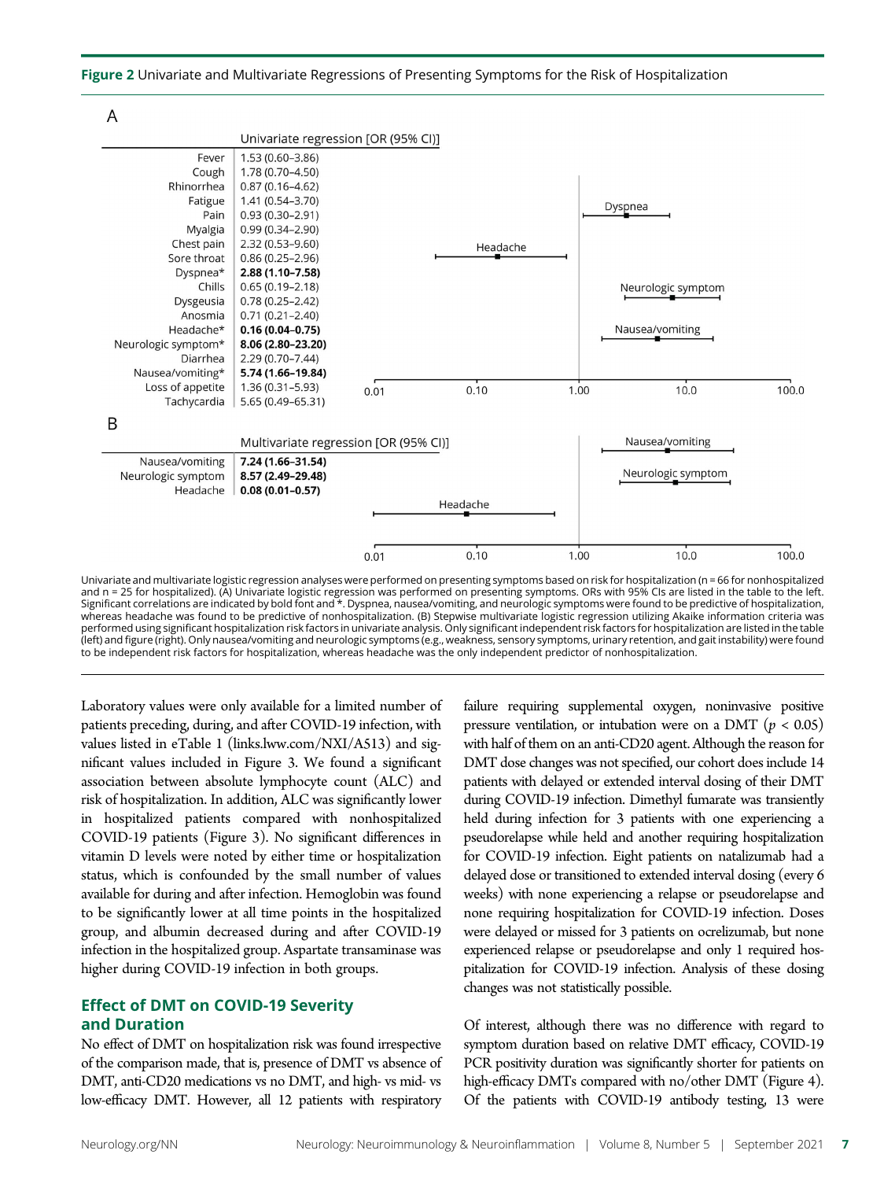**Figure 2** Univariate and Multivariate Regressions of Presenting Symptoms for the Risk of Hospitalization

A

| | Univariate regression [OR (95% CI)] |
|---|---|
| Fever | 1.53 (0.60–3.86) |
| Cough | 1.78 (0.70–4.50) |
| Rhinorrhea | 0.87 (0.16–4.62) |
| Fatigue | 1.41 (0.54–3.70) |
| Pain | 0.93 (0.30–2.91) |
| Myalgia | 0.99 (0.34–2.90) |
| Chest pain | 2.32 (0.53–9.60) |
| Sore throat | 0.86 (0.25–2.96) |
| Dyspnea* | **2.88 (1.10–7.58)** |
| Chills | 0.65 (0.19–2.18) |
| Dysgeusia | 0.78 (0.25–2.42) |
| Anosmia | 0.71 (0.21–2.40) |
| Headache* | **0.16 (0.04–0.75)** |
| Neurologic symptom* | **8.06 (2.80–23.20)** |
| Diarrhea | 2.29 (0.70–7.44) |
| Nausea/vomiting* | **5.74 (1.66–19.84)** |
| Loss of appetite | 1.36 (0.31–5.93) |
| Tachycardia | 5.65 (0.49–65.31) |

B

| | Multivariate regression [OR (95% CI)] |
|---|---|
| Nausea/vomiting | **7.24 (1.66–31.54)** |
| Neurologic symptom | **8.57 (2.49–29.48)** |
| Headache | **0.08 (0.01–0.57)** |

Univariate and multivariate logistic regression analyses were performed on presenting symptoms based on risk for hospitalization (n = 66 for nonhospitalized and n = 25 for hospitalized). (A) Univariate logistic regression was performed on presenting symptoms. ORs with 95% CIs are listed in the table to the left. Significant correlations are indicated by bold font and *. Dyspnea, nausea/vomiting, and neurologic symptoms were found to be predictive of hospitalization, whereas headache was found to be predictive of nonhospitalization. (B) Stepwise multivariate logistic regression utilizing Akaike information criteria was performed using significant hospitalization risk factors in univariate analysis. Only significant independent risk factors for hospitalization are listed in the table (left) and figure (right). Only nausea/vomiting and neurologic symptoms (e.g., weakness, sensory symptoms, urinary retention, and gait instability) were found to be independent risk factors for hospitalization, whereas headache was the only independent predictor of nonhospitalization.

Laboratory values were only available for a limited number of patients preceding, during, and after COVID-19 infection, with values listed in eTable 1 (links.lww.com/NXI/A513) and significant values included in Figure 3. We found a significant association between absolute lymphocyte count (ALC) and risk of hospitalization. In addition, ALC was significantly lower in hospitalized patients compared with nonhospitalized COVID-19 patients (Figure 3). No significant differences in vitamin D levels were noted by either time or hospitalization status, which is confounded by the small number of values available for during and after infection. Hemoglobin was found to be significantly lower at all time points in the hospitalized group, and albumin decreased during and after COVID-19 infection in the hospitalized group. Aspartate transaminase was higher during COVID-19 infection in both groups.

## Effect of DMT on COVID-19 Severity and Duration

No effect of DMT on hospitalization risk was found irrespective of the comparison made, that is, presence of DMT vs absence of DMT, anti-CD20 medications vs no DMT, and high- vs mid- vs low-efficacy DMT. However, all 12 patients with respiratory failure requiring supplemental oxygen, noninvasive positive pressure ventilation, or intubation were on a DMT ($p < 0.05$) with half of them on an anti-CD20 agent. Although the reason for DMT dose changes was not specified, our cohort does include 14 patients with delayed or extended interval dosing of their DMT during COVID-19 infection. Dimethyl fumarate was transiently held during infection for 3 patients with one experiencing a pseudorelapse while held and another requiring hospitalization for COVID-19 infection. Eight patients on natalizumab had a delayed dose or transitioned to extended interval dosing (every 6 weeks) with none experiencing a relapse or pseudorelapse and none requiring hospitalization for COVID-19 infection. Doses were delayed or missed for 3 patients on ocrelizumab, but none experienced relapse or pseudorelapse and only 1 required hospitalization for COVID-19 infection. Analysis of these dosing changes was not statistically possible.

Of interest, although there was no difference with regard to symptom duration based on relative DMT efficacy, COVID-19 PCR positivity duration was significantly shorter for patients on high-efficacy DMTs compared with no/other DMT (Figure 4). Of the patients with COVID-19 antibody testing, 13 were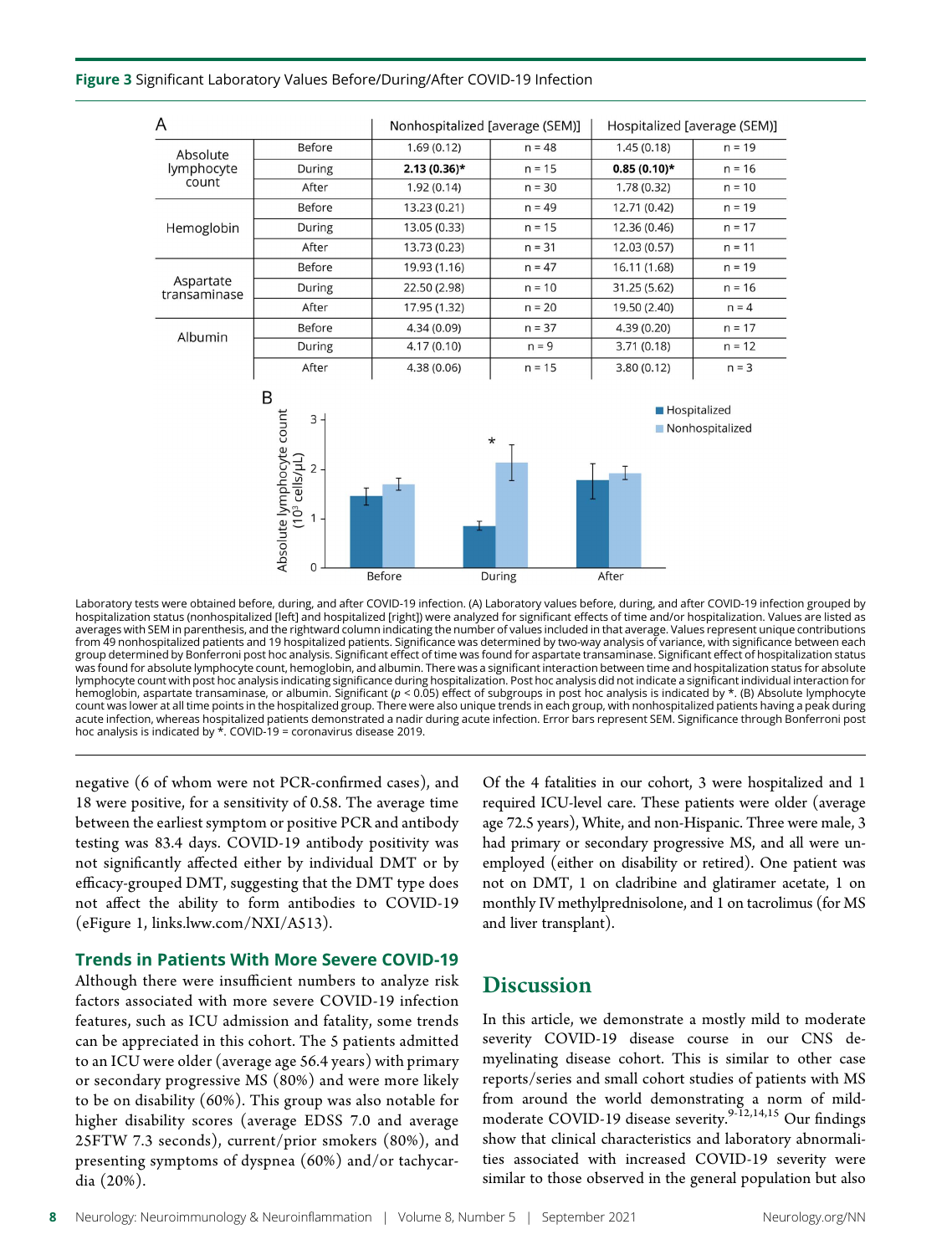**Figure 3** Significant Laboratory Values Before/During/After COVID-19 Infection

A

| | | Nonhospitalized [average (SEM)] | | Hospitalized [average (SEM)] | |
|---|---|---|---|---|---|
| Absolute lymphocyte count | Before | 1.69 (0.12) | n = 48 | 1.45 (0.18) | n = 19 |
| | During | **2.13 (0.36)*** | n = 15 | **0.85 (0.10)*** | n = 16 |
| | After | 1.92 (0.14) | n = 30 | 1.78 (0.32) | n = 10 |
| Hemoglobin | Before | 13.23 (0.21) | n = 49 | 12.71 (0.42) | n = 19 |
| | During | 13.05 (0.33) | n = 15 | 12.36 (0.46) | n = 17 |
| | After | 13.73 (0.23) | n = 31 | 12.03 (0.57) | n = 11 |
| Aspartate transaminase | Before | 19.93 (1.16) | n = 47 | 16.11 (1.68) | n = 19 |
| | During | 22.50 (2.98) | n = 10 | 31.25 (5.62) | n = 16 |
| | After | 17.95 (1.32) | n = 20 | 19.50 (2.40) | n = 4 |
| Albumin | Before | 4.34 (0.09) | n = 37 | 4.39 (0.20) | n = 17 |
| | During | 4.17 (0.10) | n = 9 | 3.71 (0.18) | n = 12 |
| | After | 4.38 (0.06) | n = 15 | 3.80 (0.12) | n = 3 |

B

Laboratory tests were obtained before, during, and after COVID-19 infection. (A) Laboratory values before, during, and after COVID-19 infection grouped by hospitalization status (nonhospitalized [left] and hospitalized [right]) were analyzed for significant effects of time and/or hospitalization. Values are listed as averages with SEM in parenthesis, and the rightward column indicating the number of values included in that average. Values represent unique contributions from 49 nonhospitalized patients and 19 hospitalized patients. Significance was determined by two-way analysis of variance, with significance between each group determined by Bonferroni post hoc analysis. Significant effect of time was found for aspartate transaminase. Significant effect of hospitalization status was found for absolute lymphocyte count, hemoglobin, and albumin. There was a significant interaction between time and hospitalization status for absolute lymphocyte count with post hoc analysis indicating significance during hospitalization. Post hoc analysis did not indicate a significant individual interaction for hemoglobin, aspartate transaminase, or albumin. Significant ($p < 0.05$) effect of subgroups in post hoc analysis is indicated by *. (B) Absolute lymphocyte count was lower at all time points in the hospitalized group. There were also unique trends in each group, with nonhospitalized patients having a peak during acute infection, whereas hospitalized patients demonstrated a nadir during acute infection. Error bars represent SEM. Significance through Bonferroni post hoc analysis is indicated by *. COVID-19 = coronavirus disease 2019.

negative (6 of whom were not PCR-confirmed cases), and 18 were positive, for a sensitivity of 0.58. The average time between the earliest symptom or positive PCR and antibody testing was 83.4 days. COVID-19 antibody positivity was not significantly affected either by individual DMT or by efficacy-grouped DMT, suggesting that the DMT type does not affect the ability to form antibodies to COVID-19 (eFigure 1, links.lww.com/NXI/A513).

### Trends in Patients With More Severe COVID-19

Although there were insufficient numbers to analyze risk factors associated with more severe COVID-19 infection features, such as ICU admission and fatality, some trends can be appreciated in this cohort. The 5 patients admitted to an ICU were older (average age 56.4 years) with primary or secondary progressive MS (80%) and were more likely to be on disability (60%). This group was also notable for higher disability scores (average EDSS 7.0 and average 25FTW 7.3 seconds), current/prior smokers (80%), and presenting symptoms of dyspnea (60%) and/or tachycardia (20%).

Of the 4 fatalities in our cohort, 3 were hospitalized and 1 required ICU-level care. These patients were older (average age 72.5 years), White, and non-Hispanic. Three were male, 3 had primary or secondary progressive MS, and all were unemployed (either on disability or retired). One patient was not on DMT, 1 on cladribine and glatiramer acetate, 1 on monthly IV methylprednisolone, and 1 on tacrolimus (for MS and liver transplant).

## Discussion

In this article, we demonstrate a mostly mild to moderate severity COVID-19 disease course in our CNS demyelinating disease cohort. This is similar to other case reports/series and small cohort studies of patients with MS from around the world demonstrating a norm of mild-moderate COVID-19 disease severity.[9-12,14,15] Our findings show that clinical characteristics and laboratory abnormalities associated with increased COVID-19 severity were similar to those observed in the general population but also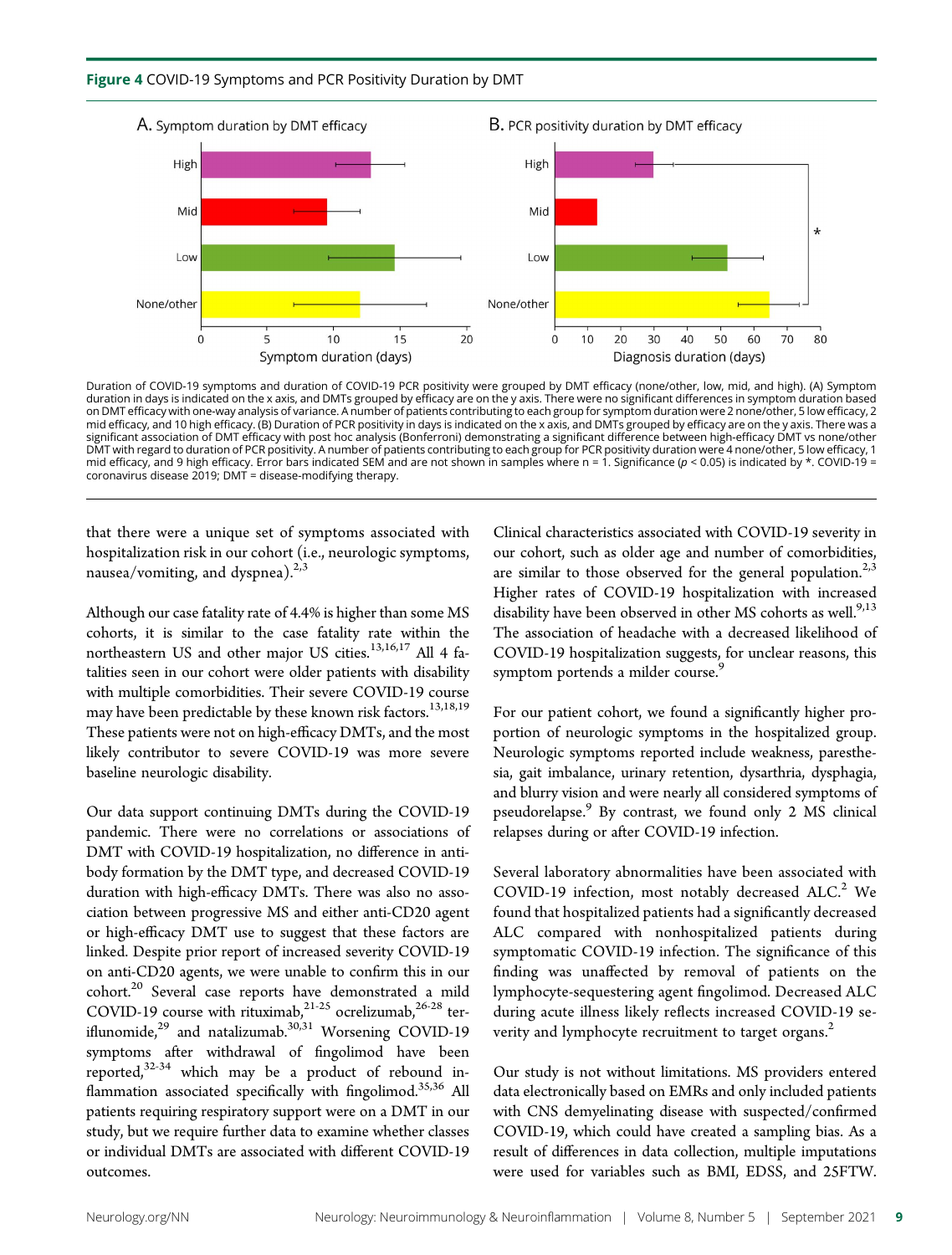**Figure 4** COVID-19 Symptoms and PCR Positivity Duration by DMT

Duration of COVID-19 symptoms and duration of COVID-19 PCR positivity were grouped by DMT efficacy (none/other, low, mid, and high). (A) Symptom duration in days is indicated on the x axis, and DMTs grouped by efficacy are on the y axis. There were no significant differences in symptom duration based on DMT efficacy with one-way analysis of variance. A number of patients contributing to each group for symptom duration were 2 none/other, 5 low efficacy, 2 mid efficacy, and 10 high efficacy. (B) Duration of PCR positivity in days is indicated on the x axis, and DMTs grouped by efficacy are on the y axis. There was a significant association of DMT efficacy with post hoc analysis (Bonferroni) demonstrating a significant difference between high-efficacy DMT vs none/other DMT with regard to duration of PCR positivity. A number of patients contributing to each group for PCR positivity duration were 4 none/other, 5 low efficacy, 1 mid efficacy, and 9 high efficacy. Error bars indicated SEM and are not shown in samples where n = 1. Significance ($p < 0.05$) is indicated by *. COVID-19 = coronavirus disease 2019; DMT = disease-modifying therapy.

that there were a unique set of symptoms associated with hospitalization risk in our cohort (i.e., neurologic symptoms, nausea/vomiting, and dyspnea).[2,3]

Although our case fatality rate of 4.4% is higher than some MS cohorts, it is similar to the case fatality rate within the northeastern US and other major US cities.[13,16,17] All 4 fatalities seen in our cohort were older patients with disability with multiple comorbidities. Their severe COVID-19 course may have been predictable by these known risk factors.[13,18,19] These patients were not on high-efficacy DMTs, and the most likely contributor to severe COVID-19 was more severe baseline neurologic disability.

Our data support continuing DMTs during the COVID-19 pandemic. There were no correlations or associations of DMT with COVID-19 hospitalization, no difference in antibody formation by the DMT type, and decreased COVID-19 duration with high-efficacy DMTs. There was also no association between progressive MS and either anti-CD20 agent or high-efficacy DMT use to suggest that these factors are linked. Despite prior report of increased severity COVID-19 on anti-CD20 agents, we were unable to confirm this in our cohort.[20] Several case reports have demonstrated a mild COVID-19 course with rituximab,[21-25] ocrelizumab,[26-28] teriflunomide,[29] and natalizumab.[30,31] Worsening COVID-19 symptoms after withdrawal of fingolimod have been reported,[32-34] which may be a product of rebound inflammation associated specifically with fingolimod.[35,36] All patients requiring respiratory support were on a DMT in our study, but we require further data to examine whether classes or individual DMTs are associated with different COVID-19 outcomes.

Clinical characteristics associated with COVID-19 severity in our cohort, such as older age and number of comorbidities, are similar to those observed for the general population.[2,3] Higher rates of COVID-19 hospitalization with increased disability have been observed in other MS cohorts as well.[9,13] The association of headache with a decreased likelihood of COVID-19 hospitalization suggests, for unclear reasons, this symptom portends a milder course.[9]

For our patient cohort, we found a significantly higher proportion of neurologic symptoms in the hospitalized group. Neurologic symptoms reported include weakness, paresthesia, gait imbalance, urinary retention, dysarthria, dysphagia, and blurry vision and were nearly all considered symptoms of pseudorelapse.[9] By contrast, we found only 2 MS clinical relapses during or after COVID-19 infection.

Several laboratory abnormalities have been associated with COVID-19 infection, most notably decreased ALC.[2] We found that hospitalized patients had a significantly decreased ALC compared with nonhospitalized patients during symptomatic COVID-19 infection. The significance of this finding was unaffected by removal of patients on the lymphocyte-sequestering agent fingolimod. Decreased ALC during acute illness likely reflects increased COVID-19 severity and lymphocyte recruitment to target organs.[2]

Our study is not without limitations. MS providers entered data electronically based on EMRs and only included patients with CNS demyelinating disease with suspected/confirmed COVID-19, which could have created a sampling bias. As a result of differences in data collection, multiple imputations were used for variables such as BMI, EDSS, and 25FTW.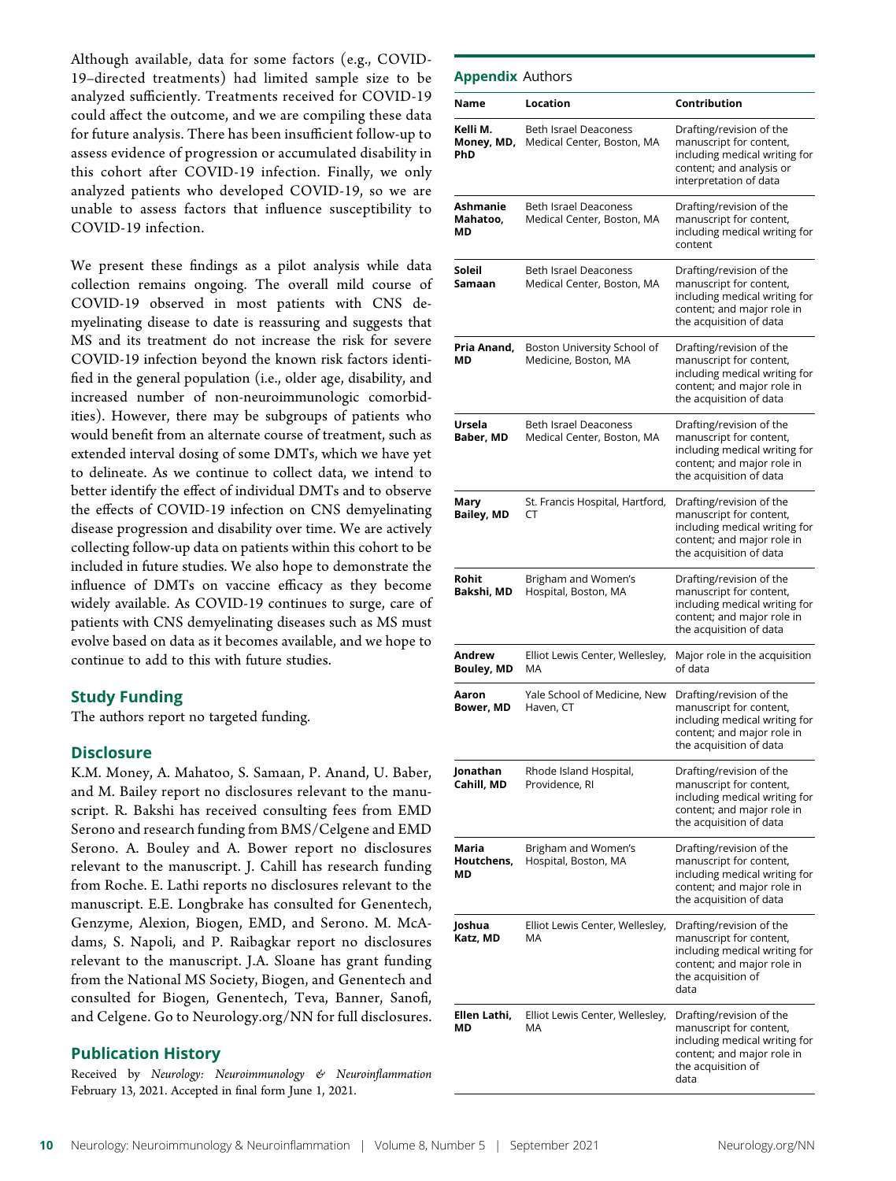Although available, data for some factors (e.g., COVID-19–directed treatments) had limited sample size to be analyzed sufficiently. Treatments received for COVID-19 could affect the outcome, and we are compiling these data for future analysis. There has been insufficient follow-up to assess evidence of progression or accumulated disability in this cohort after COVID-19 infection. Finally, we only analyzed patients who developed COVID-19, so we are unable to assess factors that influence susceptibility to COVID-19 infection.

We present these findings as a pilot analysis while data collection remains ongoing. The overall mild course of COVID-19 observed in most patients with CNS demyelinating disease to date is reassuring and suggests that MS and its treatment do not increase the risk for severe COVID-19 infection beyond the known risk factors identified in the general population (i.e., older age, disability, and increased number of non-neuroimmunologic comorbidities). However, there may be subgroups of patients who would benefit from an alternate course of treatment, such as extended interval dosing of some DMTs, which we have yet to delineate. As we continue to collect data, we intend to better identify the effect of individual DMTs and to observe the effects of COVID-19 infection on CNS demyelinating disease progression and disability over time. We are actively collecting follow-up data on patients within this cohort to be included in future studies. We also hope to demonstrate the influence of DMTs on vaccine efficacy as they become widely available. As COVID-19 continues to surge, care of patients with CNS demyelinating diseases such as MS must evolve based on data as it becomes available, and we hope to continue to add to this with future studies.

## Study Funding

The authors report no targeted funding.

## Disclosure

K.M. Money, A. Mahatoo, S. Samaan, P. Anand, U. Baber, and M. Bailey report no disclosures relevant to the manuscript. R. Bakshi has received consulting fees from EMD Serono and research funding from BMS/Celgene and EMD Serono. A. Bouley and A. Bower report no disclosures relevant to the manuscript. J. Cahill has research funding from Roche. E. Lathi reports no disclosures relevant to the manuscript. E.E. Longbrake has consulted for Genentech, Genzyme, Alexion, Biogen, EMD, and Serono. M. McAdams, S. Napoli, and P. Raibagkar report no disclosures relevant to the manuscript. J.A. Sloane has grant funding from the National MS Society, Biogen, and Genentech and consulted for Biogen, Genentech, Teva, Banner, Sanofi, and Celgene. Go to Neurology.org/NN for full disclosures.

## Publication History

Received by *Neurology: Neuroimmunology & Neuroinflammation* February 13, 2021. Accepted in final form June 1, 2021.

**Appendix** Authors

| Name | Location | Contribution |
|---|---|---|
| **Kelli M. Money, MD, PhD** | Beth Israel Deaconess Medical Center, Boston, MA | Drafting/revision of the manuscript for content, including medical writing for content; and analysis or interpretation of data |
| **Ashmanie Mahatoo, MD** | Beth Israel Deaconess Medical Center, Boston, MA | Drafting/revision of the manuscript for content, including medical writing for content |
| **Soleil Samaan** | Beth Israel Deaconess Medical Center, Boston, MA | Drafting/revision of the manuscript for content, including medical writing for content; and major role in the acquisition of data |
| **Pria Anand, MD** | Boston University School of Medicine, Boston, MA | Drafting/revision of the manuscript for content, including medical writing for content; and major role in the acquisition of data |
| **Ursela Baber, MD** | Beth Israel Deaconess Medical Center, Boston, MA | Drafting/revision of the manuscript for content, including medical writing for content; and major role in the acquisition of data |
| **Mary Bailey, MD** | St. Francis Hospital, Hartford, CT | Drafting/revision of the manuscript for content, including medical writing for content; and major role in the acquisition of data |
| **Rohit Bakshi, MD** | Brigham and Women's Hospital, Boston, MA | Drafting/revision of the manuscript for content, including medical writing for content; and major role in the acquisition of data |
| **Andrew Bouley, MD** | Elliot Lewis Center, Wellesley, MA | Major role in the acquisition of data |
| **Aaron Bower, MD** | Yale School of Medicine, New Haven, CT | Drafting/revision of the manuscript for content, including medical writing for content; and major role in the acquisition of data |
| **Jonathan Cahill, MD** | Rhode Island Hospital, Providence, RI | Drafting/revision of the manuscript for content, including medical writing for content; and major role in the acquisition of data |
| **Maria Houtchens, MD** | Brigham and Women's Hospital, Boston, MA | Drafting/revision of the manuscript for content, including medical writing for content; and major role in the acquisition of data |
| **Joshua Katz, MD** | Elliot Lewis Center, Wellesley, MA | Drafting/revision of the manuscript for content, including medical writing for content; and major role in the acquisition of data |
| **Ellen Lathi, MD** | Elliot Lewis Center, Wellesley, MA | Drafting/revision of the manuscript for content, including medical writing for content; and major role in the acquisition of data |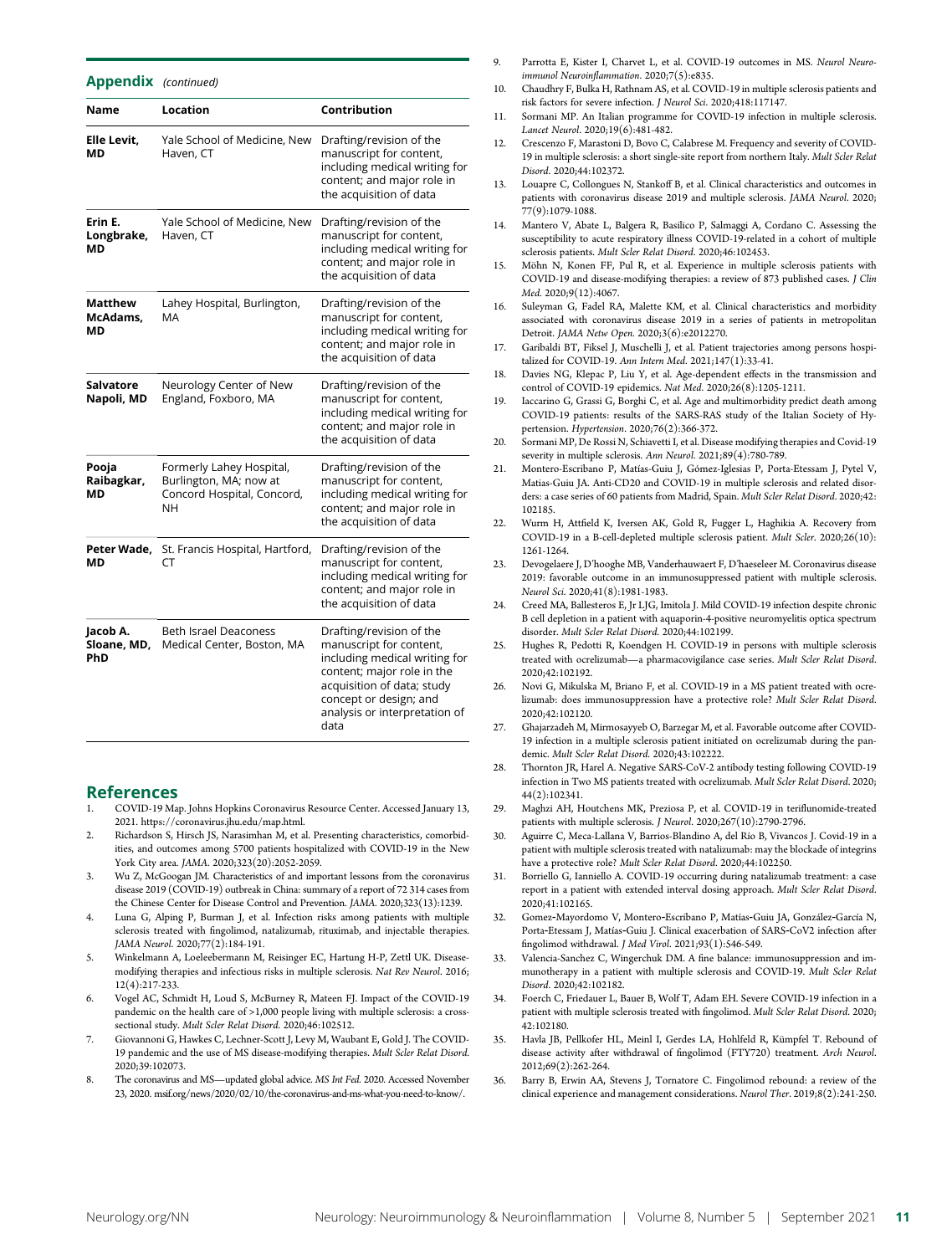## Appendix *(continued)*

| Name | Location | Contribution |
|---|---|---|
| **Elle Levit, MD** | Yale School of Medicine, New Haven, CT | Drafting/revision of the manuscript for content, including medical writing for content; and major role in the acquisition of data |
| **Erin E. Longbrake, MD** | Yale School of Medicine, New Haven, CT | Drafting/revision of the manuscript for content, including medical writing for content; and major role in the acquisition of data |
| **Matthew McAdams, MD** | Lahey Hospital, Burlington, MA | Drafting/revision of the manuscript for content, including medical writing for content; and major role in the acquisition of data |
| **Salvatore Napoli, MD** | Neurology Center of New England, Foxboro, MA | Drafting/revision of the manuscript for content, including medical writing for content; and major role in the acquisition of data |
| **Pooja Raibagkar, MD** | Formerly Lahey Hospital, Burlington, MA; now at Concord Hospital, Concord, NH | Drafting/revision of the manuscript for content, including medical writing for content; and major role in the acquisition of data |
| **Peter Wade, MD** | St. Francis Hospital, Hartford, CT | Drafting/revision of the manuscript for content, including medical writing for content; and major role in the acquisition of data |
| **Jacob A. Sloane, MD, PhD** | Beth Israel Deaconess Medical Center, Boston, MA | Drafting/revision of the manuscript for content, including medical writing for content; major role in the acquisition of data; study concept or design; and analysis or interpretation of data |

## References

1. COVID-19 Map. Johns Hopkins Coronavirus Resource Center. Accessed January 13, 2021. https://coronavirus.jhu.edu/map.html.
2. Richardson S, Hirsch JS, Narasimhan M, et al. Presenting characteristics, comorbidities, and outcomes among 5700 patients hospitalized with COVID-19 in the New York City area. *JAMA*. 2020;323(20):2052-2059.
3. Wu Z, McGoogan JM. Characteristics of and important lessons from the coronavirus disease 2019 (COVID-19) outbreak in China: summary of a report of 72 314 cases from the Chinese Center for Disease Control and Prevention. *JAMA*. 2020;323(13):1239.
4. Luna G, Alping P, Burman J, et al. Infection risks among patients with multiple sclerosis treated with fingolimod, natalizumab, rituximab, and injectable therapies. *JAMA Neurol*. 2020;77(2):184-191.
5. Winkelmann A, Loeleebermann M, Reisinger EC, Hartung H-P, Zettl UK. Disease-modifying therapies and infectious risks in multiple sclerosis. *Nat Rev Neurol*. 2016;12(4):217-233.
6. Vogel AC, Schmidt H, Loud S, McBurney R, Mateen FJ. Impact of the COVID-19 pandemic on the health care of >1,000 people living with multiple sclerosis: a cross-sectional study. *Mult Scler Relat Disord*. 2020;46:102512.
7. Giovannoni G, Hawkes C, Lechner-Scott J, Levy M, Waubant E, Gold J. The COVID-19 pandemic and the use of MS disease-modifying therapies. *Mult Scler Relat Disord*. 2020;39:102073.
8. The coronavirus and MS—updated global advice. *MS Int Fed*. 2020. Accessed November 23, 2020. msif.org/news/2020/02/10/the-coronavirus-and-ms-what-you-need-to-know/.
9. Parrotta E, Kister I, Charvet L, et al. COVID-19 outcomes in MS. *Neurol Neuroimmunol Neuroinflammation*. 2020;7(5):e835.
10. Chaudhry F, Bulka H, Rathnam AS, et al. COVID-19 in multiple sclerosis patients and risk factors for severe infection. *J Neurol Sci*. 2020;418:117147.
11. Sormani MP. An Italian programme for COVID-19 infection in multiple sclerosis. *Lancet Neurol*. 2020;19(6):481-482.
12. Crescenzo F, Marastoni D, Bovo C, Calabrese M. Frequency and severity of COVID-19 in multiple sclerosis: a short single-site report from northern Italy. *Mult Scler Relat Disord*. 2020;44:102372.
13. Louapre C, Collongues N, Stankoff B, et al. Clinical characteristics and outcomes in patients with coronavirus disease 2019 and multiple sclerosis. *JAMA Neurol*. 2020;77(9):1079-1088.
14. Mantero V, Abate L, Balgera R, Basilico P, Salmaggi A, Cordano C. Assessing the susceptibility to acute respiratory illness COVID-19-related in a cohort of multiple sclerosis patients. *Mult Scler Relat Disord*. 2020;46:102453.
15. Möhn N, Konen FF, Pul R, et al. Experience in multiple sclerosis patients with COVID-19 and disease-modifying therapies: a review of 873 published cases. *J Clin Med*. 2020;9(12):4067.
16. Suleyman G, Fadel RA, Malette KM, et al. Clinical characteristics and morbidity associated with coronavirus disease 2019 in a series of patients in metropolitan Detroit. *JAMA Netw Open*. 2020;3(6):e2012270.
17. Garibaldi BT, Fiksel J, Muschelli J, et al. Patient trajectories among persons hospitalized for COVID-19. *Ann Intern Med*. 2021;147(1):33-41.
18. Davies NG, Klepac P, Liu Y, et al. Age-dependent effects in the transmission and control of COVID-19 epidemics. *Nat Med*. 2020;26(8):1205-1211.
19. Iaccarino G, Grassi G, Borghi C, et al. Age and multimorbidity predict death among COVID-19 patients: results of the SARS-RAS study of the Italian Society of Hypertension. *Hypertension*. 2020;76(2):366-372.
20. Sormani MP, De Rossi N, Schiavetti I, et al. Disease modifying therapies and Covid-19 severity in multiple sclerosis. *Ann Neurol*. 2021;89(4):780-789.
21. Montero-Escribano P, Matías-Guiu J, Gómez-Iglesias P, Porta-Etessam J, Pytel V, Matias-Guiu JA. Anti-CD20 and COVID-19 in multiple sclerosis and related disorders: a case series of 60 patients from Madrid, Spain. *Mult Scler Relat Disord*. 2020;42:102185.
22. Wurm H, Attfield K, Iversen AK, Gold R, Fugger L, Haghikia A. Recovery from COVID-19 in a B-cell-depleted multiple sclerosis patient. *Mult Scler*. 2020;26(10):1261-1264.
23. Devogelaere J, D'hooghe MB, Vanderhauwaert F, D'haeseleer M. Coronavirus disease 2019: favorable outcome in an immunosuppressed patient with multiple sclerosis. *Neurol Sci*. 2020;41(8):1981-1983.
24. Creed MA, Ballesteros E, Jr LJG, Imitola J. Mild COVID-19 infection despite chronic B cell depletion in a patient with aquaporin-4-positive neuromyelitis optica spectrum disorder. *Mult Scler Relat Disord*. 2020;44:102199.
25. Hughes R, Pedotti R, Koendgen H. COVID-19 in persons with multiple sclerosis treated with ocrelizumab—a pharmacovigilance case series. *Mult Scler Relat Disord*. 2020;42:102192.
26. Novi G, Mikulska M, Briano F, et al. COVID-19 in a MS patient treated with ocrelizumab: does immunosuppression have a protective role? *Mult Scler Relat Disord*. 2020;42:102120.
27. Ghajarzadeh M, Mirmosayyeb O, Barzegar M, et al. Favorable outcome after COVID-19 infection in a multiple sclerosis patient initiated on ocrelizumab during the pandemic. *Mult Scler Relat Disord*. 2020;43:102222.
28. Thornton JR, Harel A. Negative SARS-CoV-2 antibody testing following COVID-19 infection in Two MS patients treated with ocrelizumab. *Mult Scler Relat Disord*. 2020;44(2):102341.
29. Maghzi AH, Houtchens MK, Preziosa P, et al. COVID-19 in teriflunomide-treated patients with multiple sclerosis. *J Neurol*. 2020;267(10):2790-2796.
30. Aguirre C, Meca-Lallana V, Barrios-Blandino A, del Río B, Vivancos J. Covid-19 in a patient with multiple sclerosis treated with natalizumab: may the blockade of integrins have a protective role? *Mult Scler Relat Disord*. 2020;44:102250.
31. Borriello G, Ianniello A. COVID-19 occurring during natalizumab treatment: a case report in a patient with extended interval dosing approach. *Mult Scler Relat Disord*. 2020;41:102165.
32. Gomez-Mayordomo V, Montero-Escribano P, Matías-Guiu JA, González-García N, Porta-Etessam J, Matías-Guiu J. Clinical exacerbation of SARS-CoV2 infection after fingolimod withdrawal. *J Med Virol*. 2021;93(1):546-549.
33. Valencia-Sanchez C, Wingerchuk DM. A fine balance: immunosuppression and immunotherapy in a patient with multiple sclerosis and COVID-19. *Mult Scler Relat Disord*. 2020;42:102182.
34. Foerch C, Friedauer L, Bauer B, Wolf T, Adam EH. Severe COVID-19 infection in a patient with multiple sclerosis treated with fingolimod. *Mult Scler Relat Disord*. 2020;42:102180.
35. Havla JB, Pellkofer HL, Meinl I, Gerdes LA, Hohlfeld R, Kümpfel T. Rebound of disease activity after withdrawal of fingolimod (FTY720) treatment. *Arch Neurol*. 2012;69(2):262-264.
36. Barry B, Erwin AA, Stevens J, Tornatore C. Fingolimod rebound: a review of the clinical experience and management considerations. *Neurol Ther*. 2019;8(2):241-250.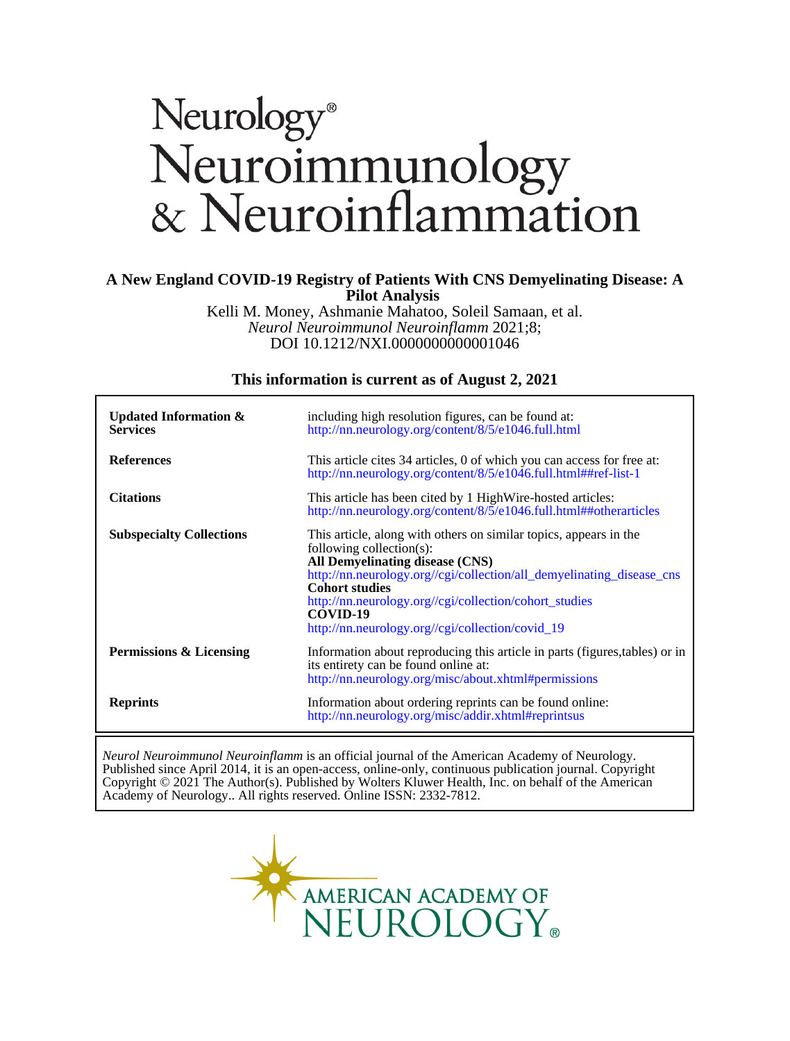# Neurology® Neuroimmunology & Neuroinflammation

**A New England COVID-19 Registry of Patients With CNS Demyelinating Disease: A Pilot Analysis**

Kelli M. Money, Ashmanie Mahatoo, Soleil Samaan, et al.
*Neurol Neuroimmunol Neuroinflamm* 2021;8;
DOI 10.1212/NXI.0000000000001046

**This information is current as of August 2, 2021**

| | |
|---|---|
| **Updated Information & Services** | including high resolution figures, can be found at: http://nn.neurology.org/content/8/5/e1046.full.html |
| **References** | This article cites 34 articles, 0 of which you can access for free at: http://nn.neurology.org/content/8/5/e1046.full.html##ref-list-1 |
| **Citations** | This article has been cited by 1 HighWire-hosted articles: http://nn.neurology.org/content/8/5/e1046.full.html##otherarticles |
| **Subspecialty Collections** | This article, along with others on similar topics, appears in the following collection(s): **All Demyelinating disease (CNS)** http://nn.neurology.org//cgi/collection/all_demyelinating_disease_cns **Cohort studies** http://nn.neurology.org//cgi/collection/cohort_studies **COVID-19** http://nn.neurology.org//cgi/collection/covid_19 |
| **Permissions & Licensing** | Information about reproducing this article in parts (figures,tables) or in its entirety can be found online at: http://nn.neurology.org/misc/about.xhtml#permissions |
| **Reprints** | Information about ordering reprints can be found online: http://nn.neurology.org/misc/addir.xhtml#reprintsus |

*Neurol Neuroimmunol Neuroinflamm* is an official journal of the American Academy of Neurology. Published since April 2014, it is an open-access, online-only, continuous publication journal. Copyright Copyright © 2021 The Author(s). Published by Wolters Kluwer Health, Inc. on behalf of the American Academy of Neurology.. All rights reserved. Online ISSN: 2332-7812.

AMERICAN ACADEMY OF NEUROLOGY®